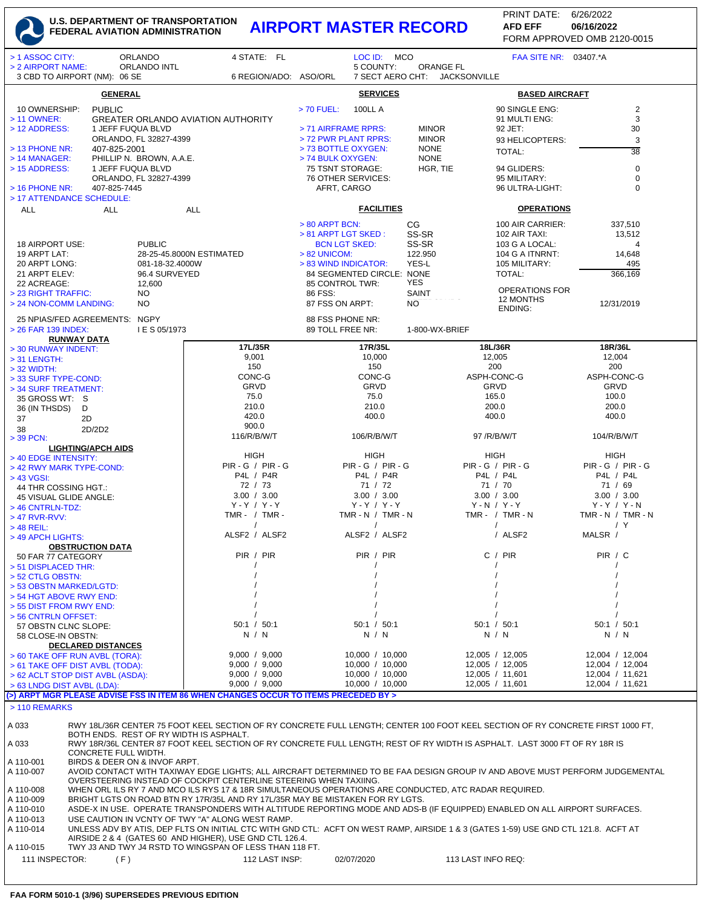# U.S. DEPARTMENT OF TRANSPORTATION FEDERAL AVIATION ADMINISTRATION

## AIRPORT MASTER RECORD

PRINT DATE: 6/26/2022
AFD EFF 06/16/2022
FORM APPROVED OMB 2120-0015

> 1 ASSOC CITY: ORLANDO 4 STATE: FL LOC ID: MCO FAA SITE NR: 03407.*A
> 2 AIRPORT NAME: ORLANDO INTL 5 COUNTY: ORANGE FL
3 CBD TO AIRPORT (NM): 06 SE 6 REGION/ADO: ASO/ORL 7 SECT AERO CHT: JACKSONVILLE

### GENERAL

10 OWNERSHIP: PUBLIC
> 11 OWNER: GREATER ORLANDO AVIATION AUTHORITY
> 12 ADDRESS: 1 JEFF FUQUA BLVD
ORLANDO, FL 32827-4399
> 13 PHONE NR: 407-825-2001
> 14 MANAGER: PHILLIP N. BROWN, A.A.E.
> 15 ADDRESS: 1 JEFF FUQUA BLVD
ORLANDO, FL 32827-4399
> 16 PHONE NR: 407-825-7445
> 17 ATTENDANCE SCHEDULE:
ALL ALL ALL

18 AIRPORT USE: PUBLIC
19 ARPT LAT: 28-25-45.8000N ESTIMATED
20 ARPT LONG: 081-18-32.4000W
21 ARPT ELEV: 96.4 SURVEYED
22 ACREAGE: 12,600
> 23 RIGHT TRAFFIC: NO
> 24 NON-COMM LANDING: NO
25 NPIAS/FED AGREEMENTS: NGPY
> 26 FAR 139 INDEX: I E S 05/1973

### SERVICES

> 70 FUEL: 100LL A
> 71 AIRFRAME RPRS: MINOR
> 72 PWR PLANT RPRS: MINOR
> 73 BOTTLE OXYGEN: NONE
> 74 BULK OXYGEN: NONE
75 TSNT STORAGE: HGR, TIE
76 OTHER SERVICES: AFRT, CARGO

### FACILITIES

> 80 ARPT BCN: CG
> 81 ARPT LGT SKED : SS-SR
BCN LGT SKED: SS-SR
> 82 UNICOM: 122.950
> 83 WIND INDICATOR: YES-L
84 SEGMENTED CIRCLE: NONE
85 CONTROL TWR: YES
86 FSS: SAINT
87 FSS ON ARPT: NO
88 FSS PHONE NR:
89 TOLL FREE NR: 1-800-WX-BRIEF

### BASED AIRCRAFT

| | |
|---|---|
| 90 SINGLE ENG: | 2 |
| 91 MULTI ENG: | 3 |
| 92 JET: | 30 |
| 93 HELICOPTERS: | 3 |
| TOTAL: | 38 |
| 94 GLIDERS: | 0 |
| 95 MILITARY: | 0 |
| 96 ULTRA-LIGHT: | 0 |

### OPERATIONS

| | |
|---|---|
| 100 AIR CARRIER: | 337,510 |
| 102 AIR TAXI: | 13,512 |
| 103 G A LOCAL: | 4 |
| 104 G A ITNRNT: | 14,648 |
| 105 MILITARY: | 495 |
| TOTAL: | 366,169 |
| OPERATIONS FOR 12 MONTHS ENDING: | 12/31/2019 |

### RUNWAY DATA

| | 17L/35R | 17R/35L | 18L/36R | 18R/36L |
|---|---|---|---|---|
| > 30 RUNWAY INDENT: | 9,001 | 10,000 | 12,005 | 12,004 |
| > 31 LENGTH: | 150 | 150 | 200 | 200 |
| > 32 WIDTH: | CONC-G | CONC-G | ASPH-CONC-G | ASPH-CONC-G |
| > 33 SURF TYPE-COND: | GRVD | GRVD | GRVD | GRVD |
| > 34 SURF TREATMENT: | | | | |
| 35 GROSS WT: S | 75.0 | 75.0 | 165.0 | 100.0 |
| 36 (IN THSDS) D | 210.0 | 210.0 | 200.0 | 200.0 |
| 37 2D | 420.0 | 400.0 | 400.0 | 400.0 |
| 38 2D/2D2 | 900.0 | | | |
| > 39 PCN: | 116/R/B/W/T | 106/R/B/W/T | 97 /R/B/W/T | 104/R/B/W/T |
| **LIGHTING/APCH AIDS** | | | | |
| > 40 EDGE INTENSITY: | HIGH | HIGH | HIGH | HIGH |
| > 42 RWY MARK TYPE-COND: | PIR - G / PIR - G | PIR - G / PIR - G | PIR - G / PIR - G | PIR - G / PIR - G |
| > 43 VGSI: | P4L / P4R | P4L / P4R | P4L / P4L | P4L / P4L |
| 44 THR COSSING HGT.: | 72 / 73 | 71 / 72 | 71 / 70 | 71 / 69 |
| 45 VISUAL GLIDE ANGLE: | 3.00 / 3.00 | 3.00 / 3.00 | 3.00 / 3.00 | 3.00 / 3.00 |
| > 46 CNTRLN-TDZ: | Y - Y / Y - Y | Y - Y / Y - Y | Y - N / Y - Y | Y - Y / Y - N |
| > 47 RVR-RVV: | TMR - / TMR - | TMR - N / TMR - N | TMR - / TMR - N | TMR - N / TMR - N |
| > 48 REIL: | / | / | / | / Y |
| > 49 APCH LIGHTS: | ALSF2 / ALSF2 | ALSF2 / ALSF2 | / ALSF2 | MALSR / |
| **OBSTRUCTION DATA** | | | | |
| 50 FAR 77 CATEGORY | PIR / PIR | PIR / PIR | C / PIR | PIR / C |
| > 51 DISPLACED THR: | / | / | / | / |
| > 52 CTLG OBSTN: | / | / | / | / |
| > 53 OBSTN MARKED/LGTD: | / | / | / | / |
| > 54 HGT ABOVE RWY END: | / | / | / | / |
| > 55 DIST FROM RWY END: | / | / | / | / |
| > 56 CNTRLN OFFSET: | / | / | / | / |
| 57 OBSTN CLNC SLOPE: | 50:1 / 50:1 | 50:1 / 50:1 | 50:1 / 50:1 | 50:1 / 50:1 |
| 58 CLOSE-IN OBSTN: | N / N | N / N | N / N | N / N |
| **DECLARED DISTANCES** | | | | |
| > 60 TAKE OFF RUN AVBL (TORA): | 9,000 / 9,000 | 10,000 / 10,000 | 12,005 / 12,005 | 12,004 / 12,004 |
| > 61 TAKE OFF DIST AVBL (TODA): | 9,000 / 9,000 | 10,000 / 10,000 | 12,005 / 12,005 | 12,004 / 12,004 |
| > 62 ACLT STOP DIST AVBL (ASDA): | 9,000 / 9,000 | 10,000 / 10,000 | 12,005 / 11,601 | 12,004 / 11,621 |
| > 63 LNDG DIST AVBL (LDA): | 9,000 / 9,000 | 10,000 / 10,000 | 12,005 / 11,601 | 12,004 / 11,621 |

(>) ARPT MGR PLEASE ADVISE FSS IN ITEM 86 WHEN CHANGES OCCUR TO ITEMS PRECEDED BY >

### > 110 REMARKS

| | |
|---|---|
| A 033 | RWY 18L/36R CENTER 75 FOOT KEEL SECTION OF RY CONCRETE FULL LENGTH; CENTER 100 FOOT KEEL SECTION OF RY CONCRETE FIRST 1000 FT, BOTH ENDS. REST OF RY WIDTH IS ASPHALT. |
| A 033 | RWY 18R/36L CENTER 87 FOOT KEEL SECTION OF RY CONCRETE FULL LENGTH; REST OF RY WIDTH IS ASPHALT. LAST 3000 FT OF RY 18R IS CONCRETE FULL WIDTH. |
| A 110-001 | BIRDS & DEER ON & INVOF ARPT. |
| A 110-007 | AVOID CONTACT WITH TAXIWAY EDGE LIGHTS; ALL AIRCRAFT DETERMINED TO BE FAA DESIGN GROUP IV AND ABOVE MUST PERFORM JUDGEMENTAL OVERSTEERING INSTEAD OF COCKPIT CENTERLINE STEERING WHEN TAXIING. |
| A 110-008 | WHEN ORL ILS RY 7 AND MCO ILS RYS 17 & 18R SIMULTANEOUS OPERATIONS ARE CONDUCTED, ATC RADAR REQUIRED. |
| A 110-009 | BRIGHT LGTS ON ROAD BTN RY 17R/35L AND RY 17L/35R MAY BE MISTAKEN FOR RY LGTS. |
| A 110-010 | ASDE-X IN USE. OPERATE TRANSPONDERS WITH ALTITUDE REPORTING MODE AND ADS-B (IF EQUIPPED) ENABLED ON ALL AIRPORT SURFACES. |
| A 110-013 | USE CAUTION IN VCNTY OF TWY "A" ALONG WEST RAMP. |
| A 110-014 | UNLESS ADV BY ATIS, DEP FLTS ON INITIAL CTC WITH GND CTL: ACFT ON WEST RAMP, AIRSIDE 1 & 3 (GATES 1-59) USE GND CTL 121.8. ACFT AT AIRSIDE 2 & 4 (GATES 60 AND HIGHER), USE GND CTL 126.4. |
| A 110-015 | TWY J3 AND TWY J4 RSTD TO WINGSPAN OF LESS THAN 118 FT. |

111 INSPECTOR: (F) 112 LAST INSP: 02/07/2020 113 LAST INFO REQ:

FAA FORM 5010-1 (3/96) SUPERSEDES PREVIOUS EDITION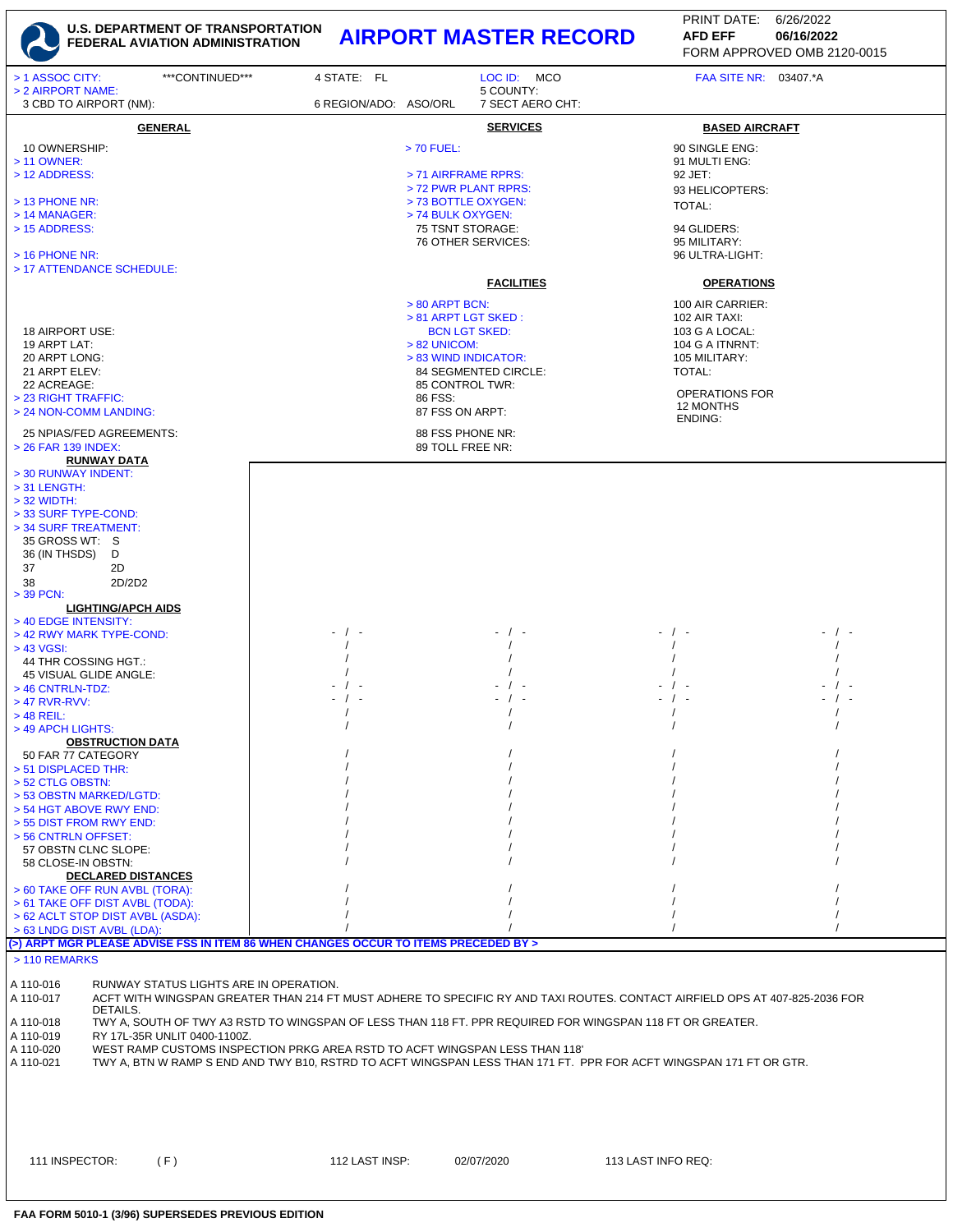U.S. DEPARTMENT OF TRANSPORTATION
FEDERAL AVIATION ADMINISTRATION

# AIRPORT MASTER RECORD

PRINT DATE: 6/26/2022
**AFD EFF 06/16/2022**
FORM APPROVED OMB 2120-0015

> 1 ASSOC CITY: ***CONTINUED*** 4 STATE: FL LOC ID: MCO FAA SITE NR: 03407.*A
> 2 AIRPORT NAME: 5 COUNTY:
3 CBD TO AIRPORT (NM): 6 REGION/ADO: ASO/ORL 7 SECT AERO CHT:

| GENERAL | SERVICES | BASED AIRCRAFT |
|---|---|---|
| 10 OWNERSHIP: | > 70 FUEL: | 90 SINGLE ENG: |
| > 11 OWNER: | | 91 MULTI ENG: |
| > 12 ADDRESS: | > 71 AIRFRAME RPRS: | 92 JET: |
| | > 72 PWR PLANT RPRS: | 93 HELICOPTERS: |
| > 13 PHONE NR: | > 73 BOTTLE OXYGEN: | TOTAL: |
| > 14 MANAGER: | > 74 BULK OXYGEN: | |
| > 15 ADDRESS: | 75 TSNT STORAGE: | 94 GLIDERS: |
| | 76 OTHER SERVICES: | 95 MILITARY: |
| > 16 PHONE NR: | | 96 ULTRA-LIGHT: |
| > 17 ATTENDANCE SCHEDULE: | | |

| GENERAL | FACILITIES | OPERATIONS |
|---|---|---|
| | > 80 ARPT BCN: | 100 AIR CARRIER: |
| | > 81 ARPT LGT SKED : | 102 AIR TAXI: |
| 18 AIRPORT USE: | BCN LGT SKED: | 103 G A LOCAL: |
| 19 ARPT LAT: | > 82 UNICOM: | 104 G A ITNRNT: |
| 20 ARPT LONG: | > 83 WIND INDICATOR: | 105 MILITARY: |
| 21 ARPT ELEV: | 84 SEGMENTED CIRCLE: | TOTAL: |
| 22 ACREAGE: | 85 CONTROL TWR: | OPERATIONS FOR 12 MONTHS ENDING: |
| > 23 RIGHT TRAFFIC: | 86 FSS: | |
| > 24 NON-COMM LANDING: | 87 FSS ON ARPT: | |
| 25 NPIAS/FED AGREEMENTS: | 88 FSS PHONE NR: | |
| > 26 FAR 139 INDEX: | 89 TOLL FREE NR: | |

| | | | | |
|---|---|---|---|---|
| **RUNWAY DATA** | | | | |
| > 30 RUNWAY INDENT: | | | | |
| > 31 LENGTH: | | | | |
| > 32 WIDTH: | | | | |
| > 33 SURF TYPE-COND: | | | | |
| > 34 SURF TREATMENT: | | | | |
| 35 GROSS WT: S | | | | |
| 36 (IN THSDS) D | | | | |
| 37 2D | | | | |
| 38 2D/2D2 | | | | |
| > 39 PCN: | | | | |
| **LIGHTING/APCH AIDS** | | | | |
| > 40 EDGE INTENSITY: | | | | |
| > 42 RWY MARK TYPE-COND: | - / - | - / - | - / - | - / - |
| > 43 VGSI: | / | / | / | / |
| 44 THR COSSING HGT.: | / | / | / | / |
| 45 VISUAL GLIDE ANGLE: | / | / | / | / |
| > 46 CNTRLN-TDZ: | - / - | - / - | - / - | - / - |
| > 47 RVR-RVV: | - / - | - / - | - / - | - / - |
| > 48 REIL: | / | / | / | / |
| > 49 APCH LIGHTS: | / | / | / | / |
| **OBSTRUCTION DATA** | | | | |
| 50 FAR 77 CATEGORY | / | / | / | / |
| > 51 DISPLACED THR: | / | / | / | / |
| > 52 CTLG OBSTN: | / | / | / | / |
| > 53 OBSTN MARKED/LGTD: | / | / | / | / |
| > 54 HGT ABOVE RWY END: | / | / | / | / |
| > 55 DIST FROM RWY END: | / | / | / | / |
| > 56 CNTRLN OFFSET: | / | / | / | / |
| 57 OBSTN CLNC SLOPE: | / | / | / | / |
| 58 CLOSE-IN OBSTN: | / | / | / | / |
| **DECLARED DISTANCES** | | | | |
| > 60 TAKE OFF RUN AVBL (TORA): | / | / | / | / |
| > 61 TAKE OFF DIST AVBL (TODA): | / | / | / | / |
| > 62 ACLT STOP DIST AVBL (ASDA): | / | / | / | / |
| > 63 LNDG DIST AVBL (LDA): | / | / | / | / |

(>) ARPT MGR PLEASE ADVISE FSS IN ITEM 86 WHEN CHANGES OCCUR TO ITEMS PRECEDED BY >

> 110 REMARKS

| | |
|---|---|
| A 110-016 | RUNWAY STATUS LIGHTS ARE IN OPERATION. |
| A 110-017 | ACFT WITH WINGSPAN GREATER THAN 214 FT MUST ADHERE TO SPECIFIC RY AND TAXI ROUTES. CONTACT AIRFIELD OPS AT 407-825-2036 FOR DETAILS. |
| A 110-018 | TWY A, SOUTH OF TWY A3 RSTD TO WINGSPAN OF LESS THAN 118 FT. PPR REQUIRED FOR WINGSPAN 118 FT OR GREATER. |
| A 110-019 | RY 17L-35R UNLIT 0400-1100Z. |
| A 110-020 | WEST RAMP CUSTOMS INSPECTION PRKG AREA RSTD TO ACFT WINGSPAN LESS THAN 118' |
| A 110-021 | TWY A, BTN W RAMP S END AND TWY B10, RSTRD TO ACFT WINGSPAN LESS THAN 171 FT. PPR FOR ACFT WINGSPAN 171 FT OR GTR. |

111 INSPECTOR: ( F ) 112 LAST INSP: 02/07/2020 113 LAST INFO REQ:

FAA FORM 5010-1 (3/96) SUPERSEDES PREVIOUS EDITION